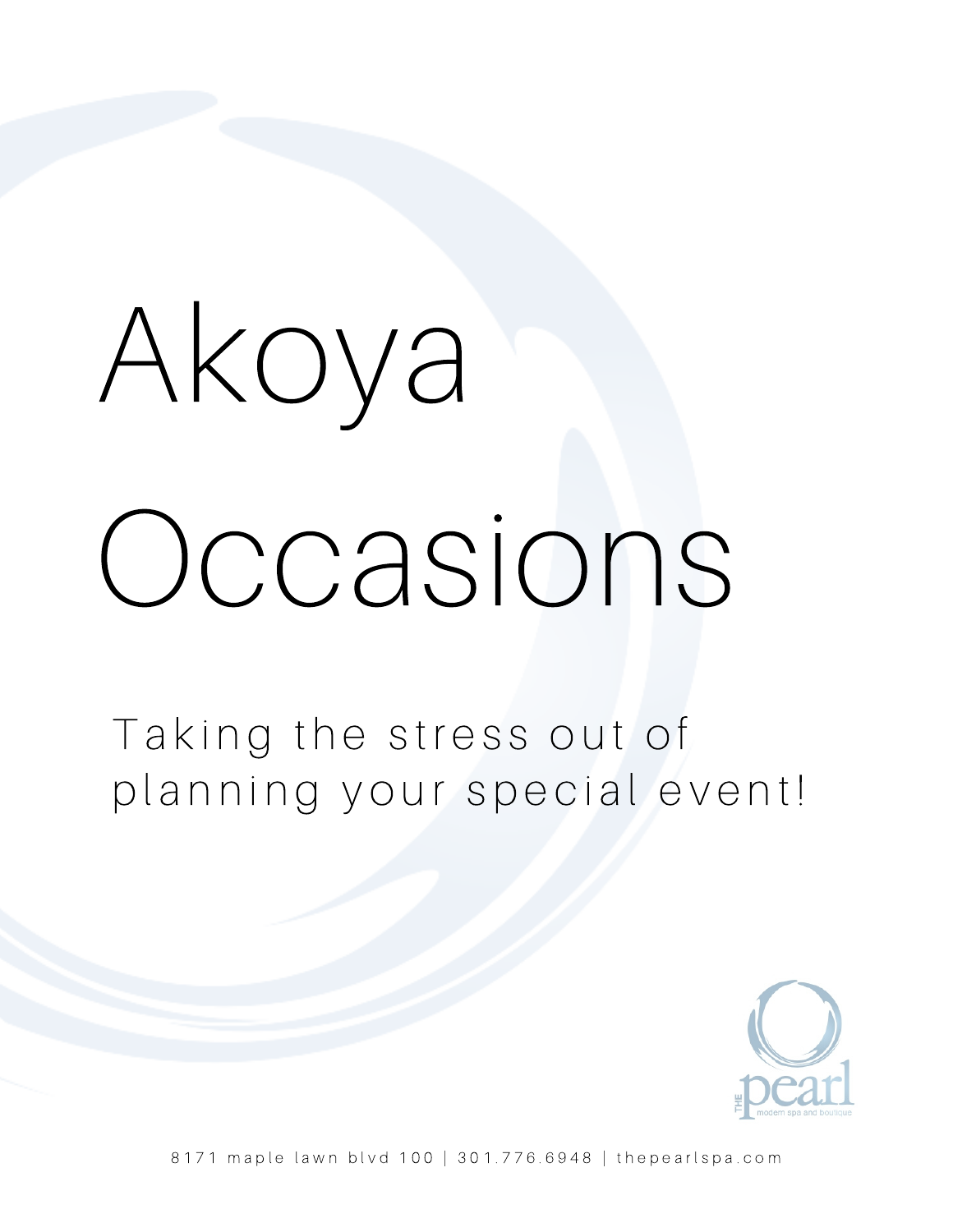# Akoya Occasions

Taking the stress out of planning your special event!

THE pearl modern spa and boutique

8171 maple lawn blvd 100 | 301.776.6948 | thepearlspa.com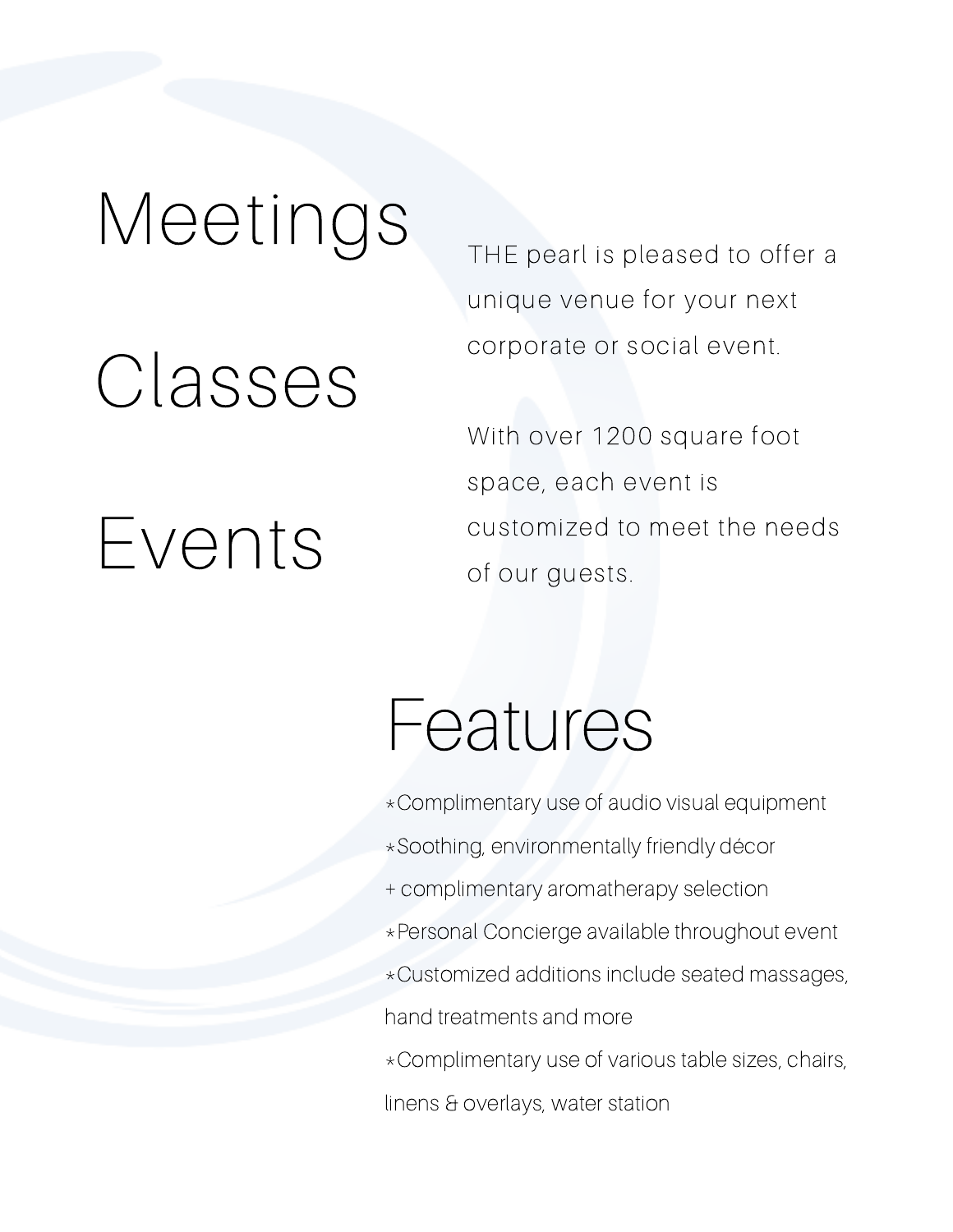# Meetings

# Classes

# Events

THE pearl is pleased to offer a unique venue for your next corporate or social event.

With over 1200 square foot space, each event is customized to meet the needs of our guests.

# Features

⋆Complimentary use of audio visual equipment

⋆Soothing, environmentally friendly décor
+ complimentary aromatherapy selection

⋆Personal Concierge available throughout event

⋆Customized additions include seated massages, hand treatments and more

⋆Complimentary use of various table sizes, chairs, linens & overlays, water station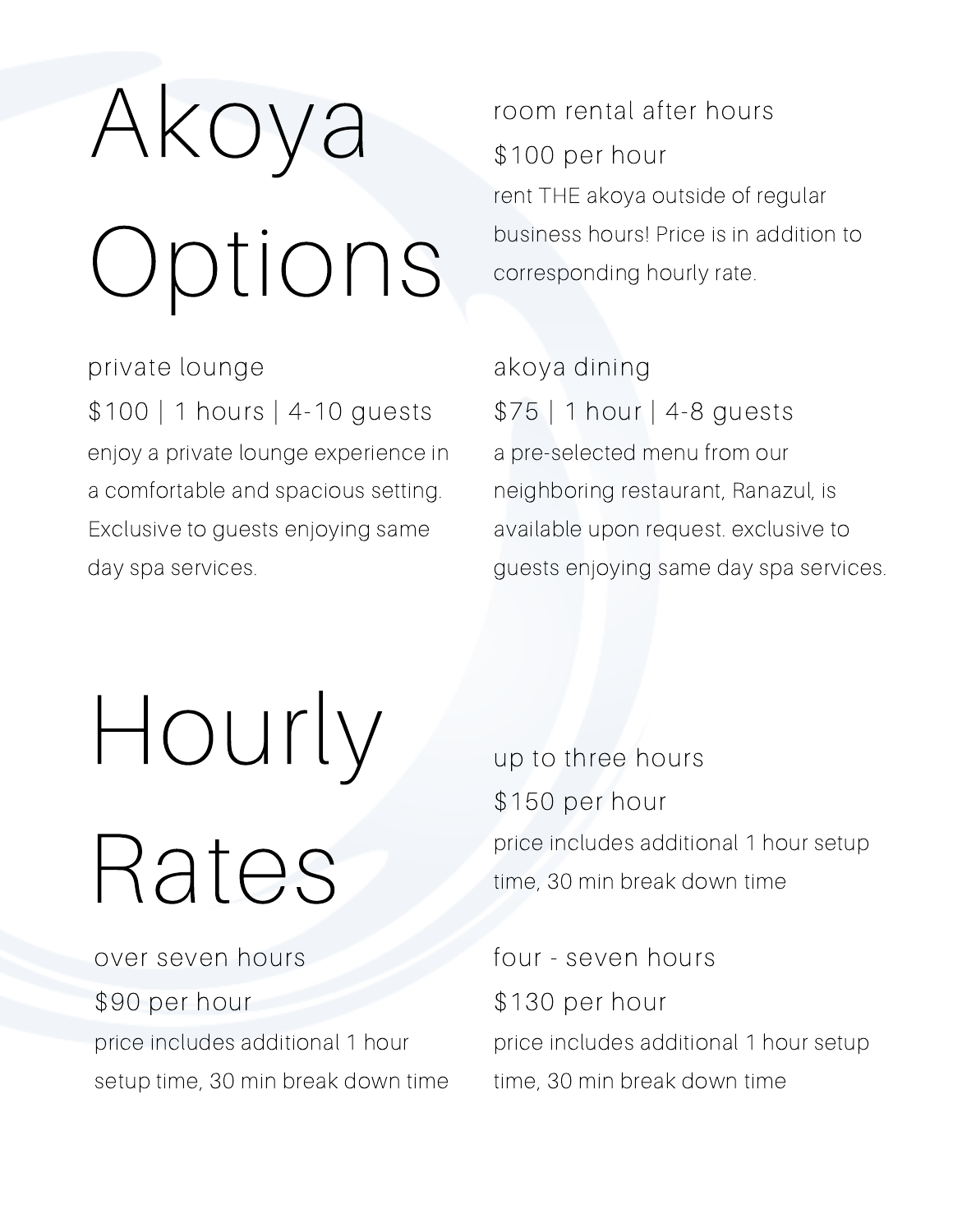# Akoya Options

### private lounge

$100 | 1 hours | 4-10 guests

enjoy a private lounge experience in a comfortable and spacious setting. Exclusive to guests enjoying same day spa services.

### room rental after hours

$100 per hour

rent THE akoya outside of regular business hours! Price is in addition to corresponding hourly rate.

### akoya dining

$75 | 1 hour | 4-8 guests

a pre-selected menu from our neighboring restaurant, Ranazul, is available upon request. exclusive to guests enjoying same day spa services.

# Hourly Rates

### up to three hours

$150 per hour

price includes additional 1 hour setup time, 30 min break down time

### four - seven hours

$130 per hour

price includes additional 1 hour setup time, 30 min break down time

### over seven hours

$90 per hour

price includes additional 1 hour setup time, 30 min break down time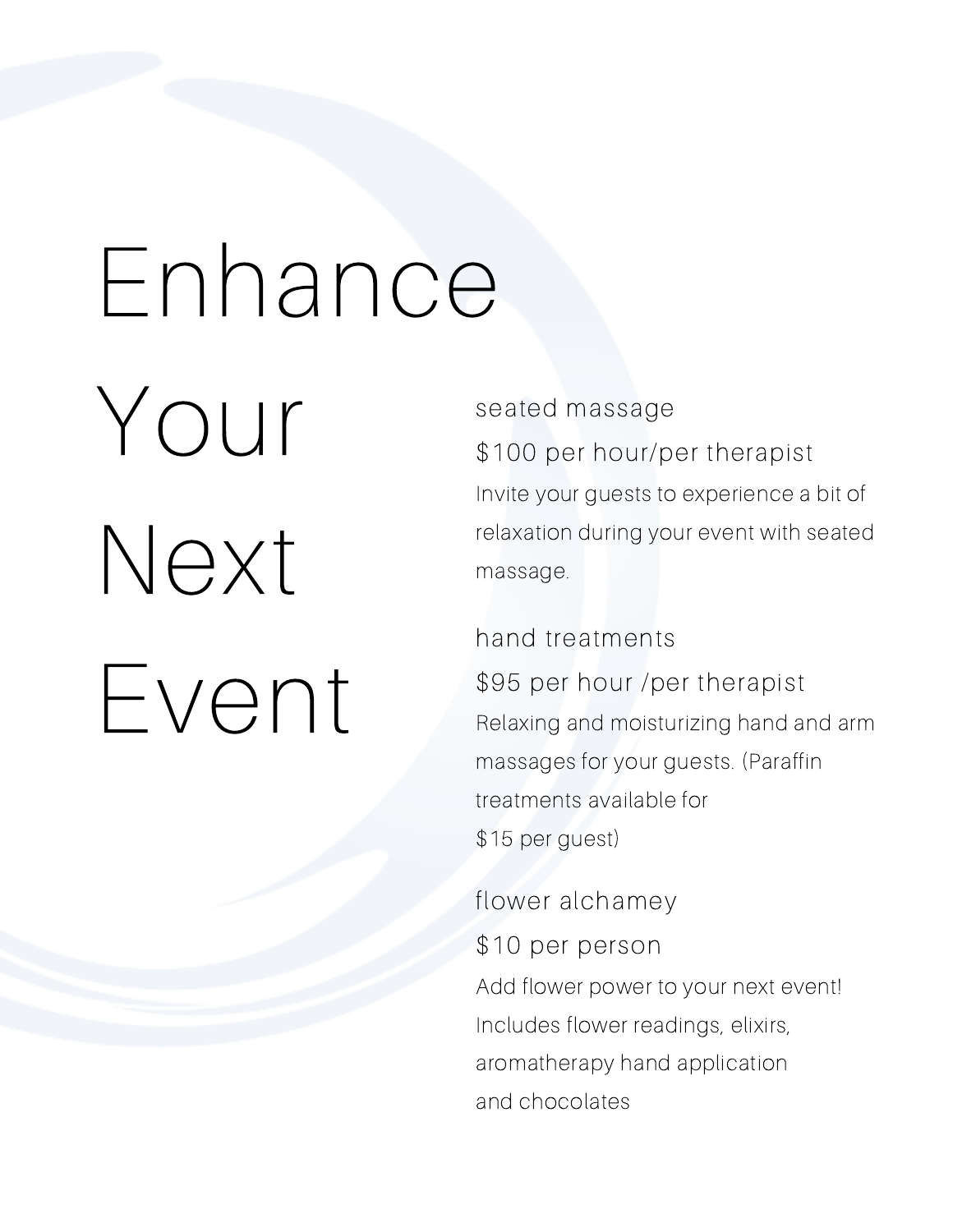# Enhance Your Next Event

## seated massage

$100 per hour/per therapist

Invite your guests to experience a bit of relaxation during your event with seated massage.

## hand treatments

$95 per hour /per therapist

Relaxing and moisturizing hand and arm massages for your guests. (Paraffin treatments available for $15 per guest)

## flower alchamey

$10 per person

Add flower power to your next event! Includes flower readings, elixirs, aromatherapy hand application and chocolates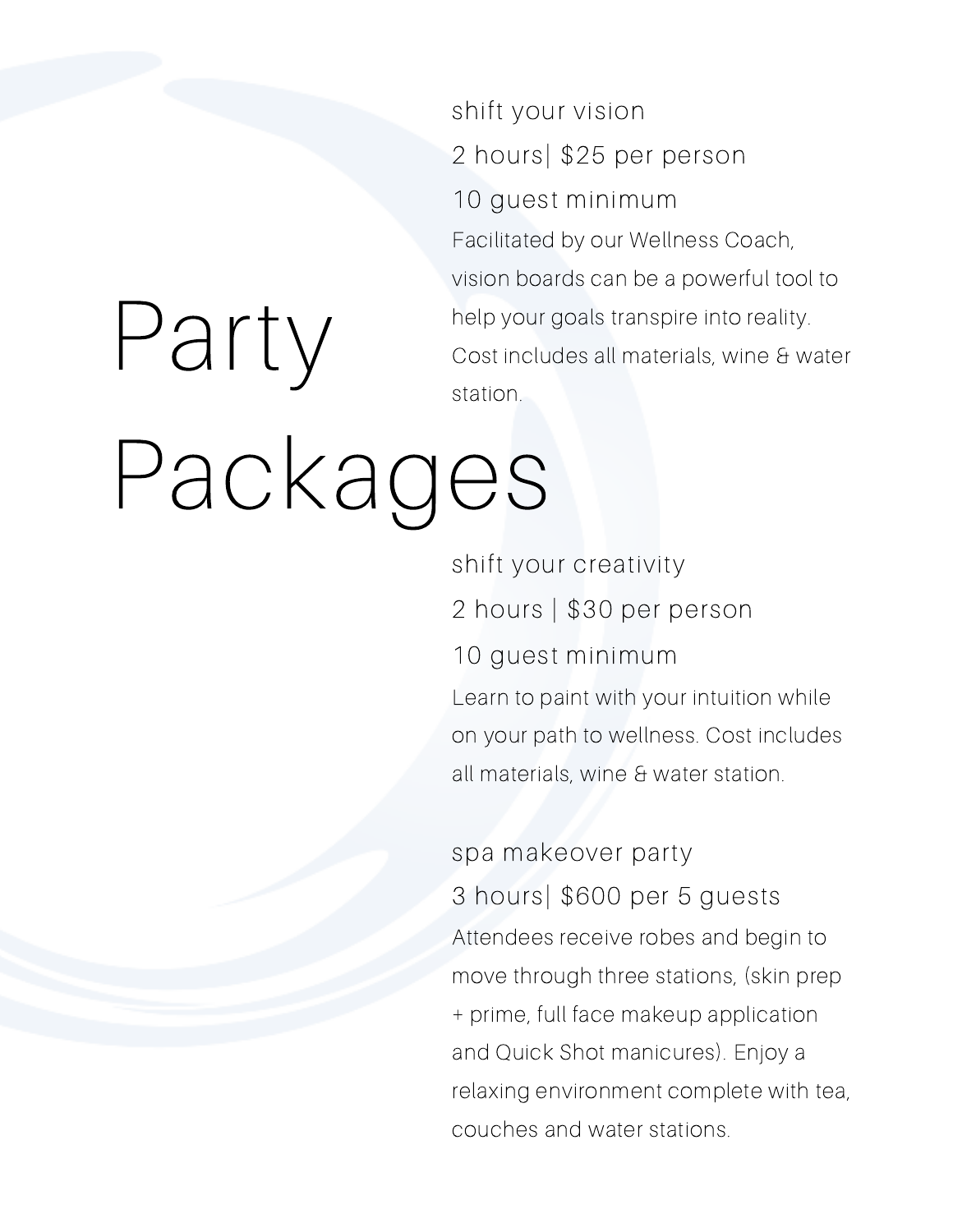# Party Packages

### shift your vision

2 hours| $25 per person

10 guest minimum

Facilitated by our Wellness Coach, vision boards can be a powerful tool to help your goals transpire into reality. Cost includes all materials, wine & water station.

### shift your creativity

2 hours | $30 per person

10 guest minimum

Learn to paint with your intuition while on your path to wellness. Cost includes all materials, wine & water station.

### spa makeover party

3 hours| $600 per 5 guests

Attendees receive robes and begin to move through three stations, (skin prep + prime, full face makeup application and Quick Shot manicures). Enjoy a relaxing environment complete with tea, couches and water stations.